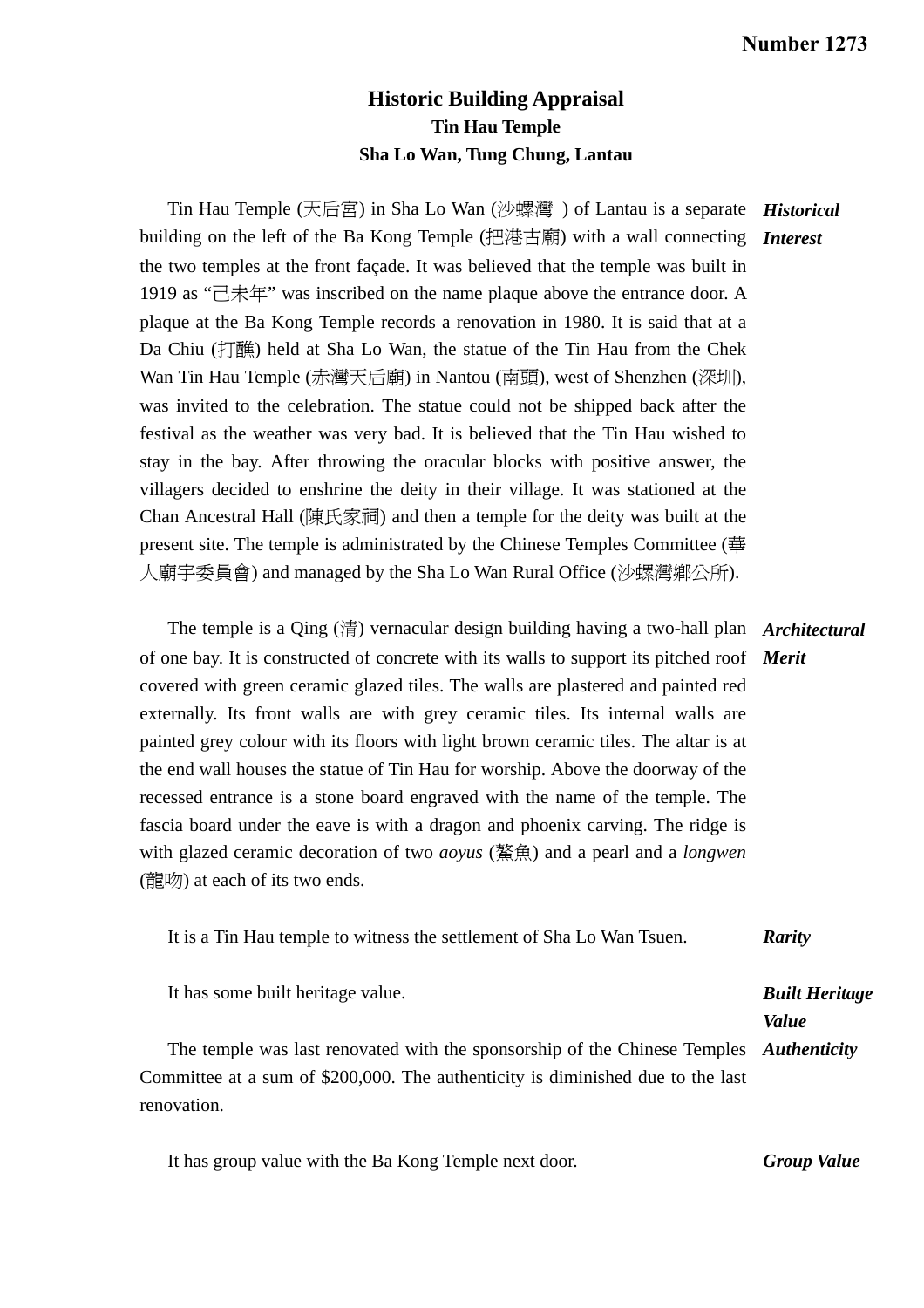**Number 1273**

# Historic Building Appraisal

## Tin Hau Temple

## Sha Lo Wan, Tung Chung, Lantau

***Historical Interest***

Tin Hau Temple (天后宮) in Sha Lo Wan (沙螺灣 ) of Lantau is a separate building on the left of the Ba Kong Temple (把港古廟) with a wall connecting the two temples at the front façade. It was believed that the temple was built in 1919 as "己未年" was inscribed on the name plaque above the entrance door. A plaque at the Ba Kong Temple records a renovation in 1980. It is said that at a Da Chiu (打醮) held at Sha Lo Wan, the statue of the Tin Hau from the Chek Wan Tin Hau Temple (赤灣天后廟) in Nantou (南頭), west of Shenzhen (深圳), was invited to the celebration. The statue could not be shipped back after the festival as the weather was very bad. It is believed that the Tin Hau wished to stay in the bay. After throwing the oracular blocks with positive answer, the villagers decided to enshrine the deity in their village. It was stationed at the Chan Ancestral Hall (陳氏家祠) and then a temple for the deity was built at the present site. The temple is administrated by the Chinese Temples Committee (華人廟宇委員會) and managed by the Sha Lo Wan Rural Office (沙螺灣鄉公所).

***Architectural Merit***

The temple is a Qing (清) vernacular design building having a two-hall plan of one bay. It is constructed of concrete with its walls to support its pitched roof covered with green ceramic glazed tiles. The walls are plastered and painted red externally. Its front walls are with grey ceramic tiles. Its internal walls are painted grey colour with its floors with light brown ceramic tiles. The altar is at the end wall houses the statue of Tin Hau for worship. Above the doorway of the recessed entrance is a stone board engraved with the name of the temple. The fascia board under the eave is with a dragon and phoenix carving. The ridge is with glazed ceramic decoration of two *aoyus* (鰲魚) and a pearl and a *longwen* (龍吻) at each of its two ends.

***Rarity***

It is a Tin Hau temple to witness the settlement of Sha Lo Wan Tsuen.

***Built Heritage Value***

It has some built heritage value.

***Authenticity***

The temple was last renovated with the sponsorship of the Chinese Temples Committee at a sum of $200,000. The authenticity is diminished due to the last renovation.

***Group Value***

It has group value with the Ba Kong Temple next door.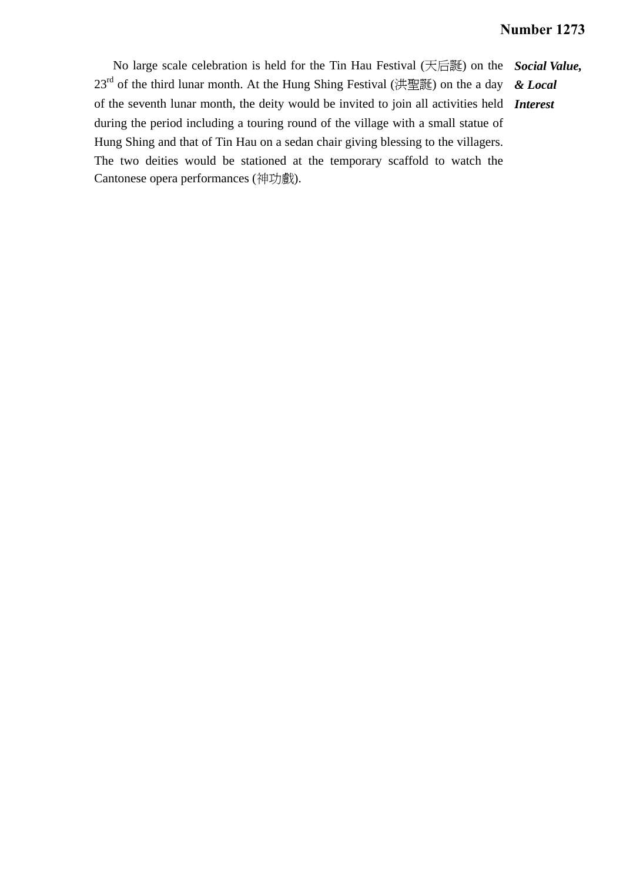No large scale celebration is held for the Tin Hau Festival (天后誕) on the 23rd of the third lunar month. At the Hung Shing Festival (洪聖誕) on the a day of the seventh lunar month, the deity would be invited to join all activities held during the period including a touring round of the village with a small statue of Hung Shing and that of Tin Hau on a sedan chair giving blessing to the villagers. The two deities would be stationed at the temporary scaffold to watch the Cantonese opera performances (神功戲).

***Social Value, & Local Interest***